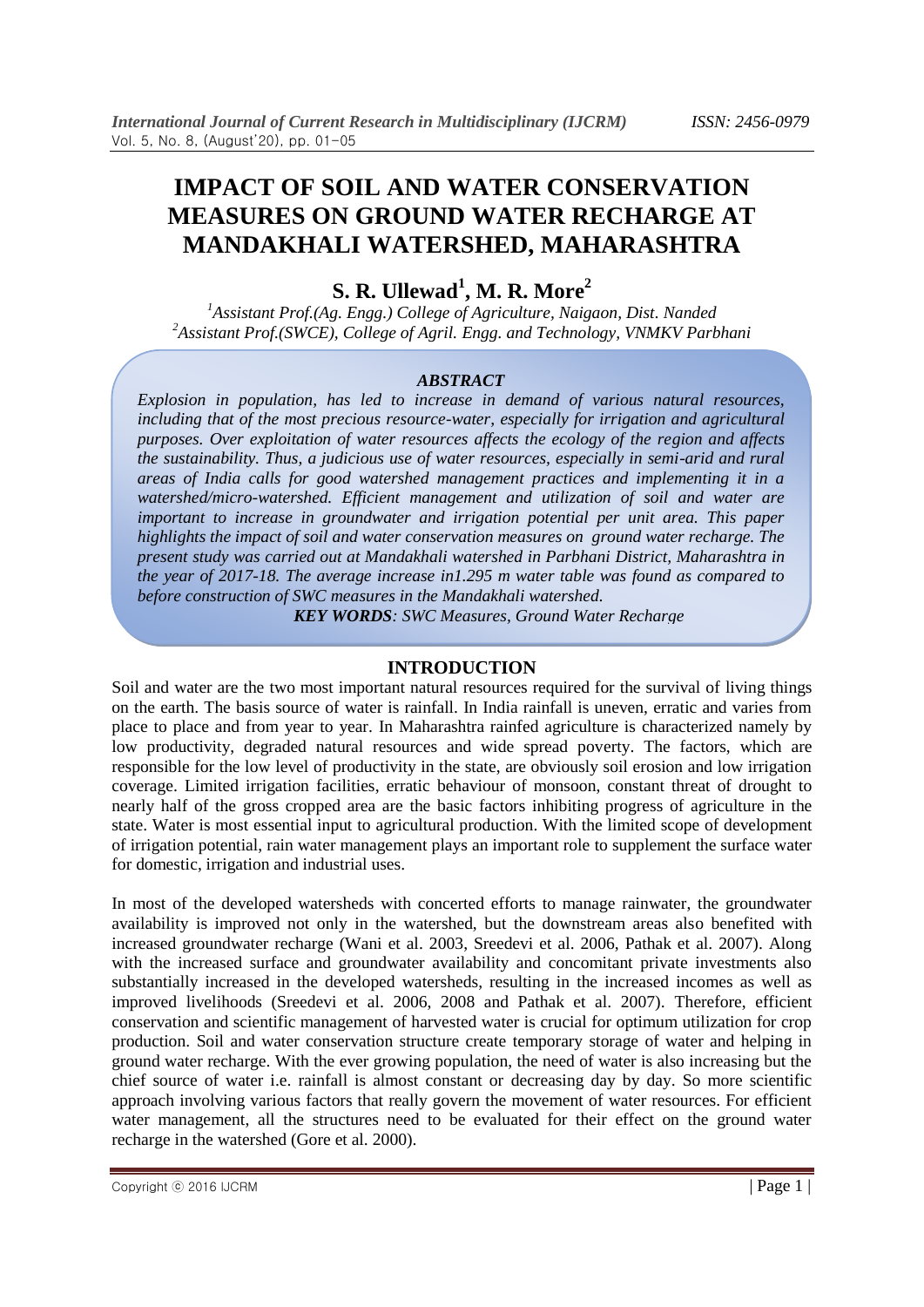# IMPACT OF SOIL AND WATER CONSERVATION MEASURES ON GROUND WATER RECHARGE AT MANDAKHALI WATERSHED, MAHARASHTRA

## S. R. Ullewad[1], M. R. More[2]

*[1]Assistant Prof.(Ag. Engg.) College of Agriculture, Naigaon, Dist. Nanded*
*[2]Assistant Prof.(SWCE), College of Agril. Engg. and Technology, VNMKV Parbhani*

### *ABSTRACT*

*Explosion in population, has led to increase in demand of various natural resources, including that of the most precious resource-water, especially for irrigation and agricultural purposes. Over exploitation of water resources affects the ecology of the region and affects the sustainability. Thus, a judicious use of water resources, especially in semi-arid and rural areas of India calls for good watershed management practices and implementing it in a watershed/micro-watershed. Efficient management and utilization of soil and water are important to increase in groundwater and irrigation potential per unit area. This paper highlights the impact of soil and water conservation measures on ground water recharge. The present study was carried out at Mandakhali watershed in Parbhani District, Maharashtra in the year of 2017-18. The average increase in1.295 m water table was found as compared to before construction of SWC measures in the Mandakhali watershed.*

***KEY WORDS**: SWC Measures, Ground Water Recharge*

### INTRODUCTION

Soil and water are the two most important natural resources required for the survival of living things on the earth. The basis source of water is rainfall. In India rainfall is uneven, erratic and varies from place to place and from year to year. In Maharashtra rainfed agriculture is characterized namely by low productivity, degraded natural resources and wide spread poverty. The factors, which are responsible for the low level of productivity in the state, are obviously soil erosion and low irrigation coverage. Limited irrigation facilities, erratic behaviour of monsoon, constant threat of drought to nearly half of the gross cropped area are the basic factors inhibiting progress of agriculture in the state. Water is most essential input to agricultural production. With the limited scope of development of irrigation potential, rain water management plays an important role to supplement the surface water for domestic, irrigation and industrial uses.

In most of the developed watersheds with concerted efforts to manage rainwater, the groundwater availability is improved not only in the watershed, but the downstream areas also benefited with increased groundwater recharge (Wani et al. 2003, Sreedevi et al. 2006, Pathak et al. 2007). Along with the increased surface and groundwater availability and concomitant private investments also substantially increased in the developed watersheds, resulting in the increased incomes as well as improved livelihoods (Sreedevi et al. 2006, 2008 and Pathak et al. 2007). Therefore, efficient conservation and scientific management of harvested water is crucial for optimum utilization for crop production. Soil and water conservation structure create temporary storage of water and helping in ground water recharge. With the ever growing population, the need of water is also increasing but the chief source of water i.e. rainfall is almost constant or decreasing day by day. So more scientific approach involving various factors that really govern the movement of water resources. For efficient water management, all the structures need to be evaluated for their effect on the ground water recharge in the watershed (Gore et al. 2000).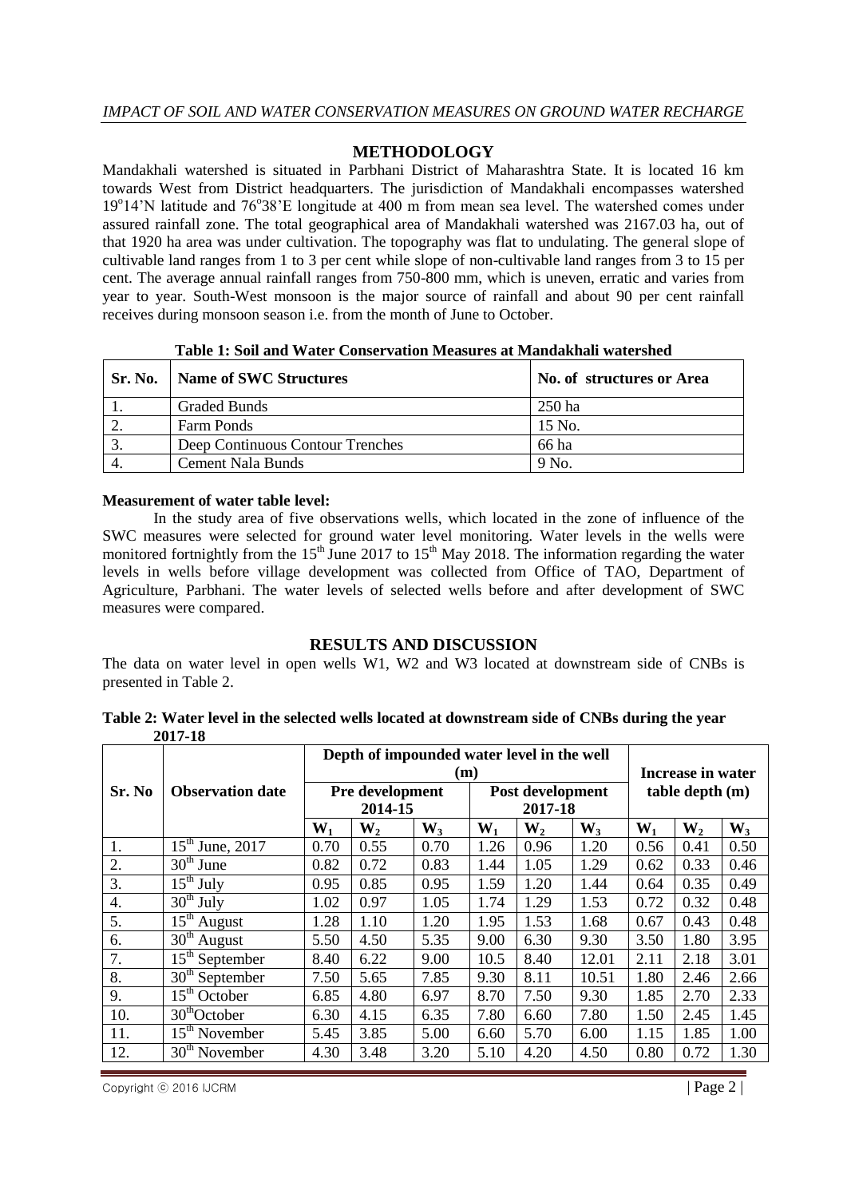## METHODOLOGY

Mandakhali watershed is situated in Parbhani District of Maharashtra State. It is located 16 km towards West from District headquarters. The jurisdiction of Mandakhali encompasses watershed 19°14'N latitude and 76°38'E longitude at 400 m from mean sea level. The watershed comes under assured rainfall zone. The total geographical area of Mandakhali watershed was 2167.03 ha, out of that 1920 ha area was under cultivation. The topography was flat to undulating. The general slope of cultivable land ranges from 1 to 3 per cent while slope of non-cultivable land ranges from 3 to 15 per cent. The average annual rainfall ranges from 750-800 mm, which is uneven, erratic and varies from year to year. South-West monsoon is the major source of rainfall and about 90 per cent rainfall receives during monsoon season i.e. from the month of June to October.

**Table 1: Soil and Water Conservation Measures at Mandakhali watershed**

| Sr. No. | Name of SWC Structures | No. of structures or Area |
|---|---|---|
| 1. | Graded Bunds | 250 ha |
| 2. | Farm Ponds | 15 No. |
| 3. | Deep Continuous Contour Trenches | 66 ha |
| 4. | Cement Nala Bunds | 9 No. |

**Measurement of water table level:**

In the study area of five observations wells, which located in the zone of influence of the SWC measures were selected for ground water level monitoring. Water levels in the wells were monitored fortnightly from the 15th June 2017 to 15th May 2018. The information regarding the water levels in wells before village development was collected from Office of TAO, Department of Agriculture, Parbhani. The water levels of selected wells before and after development of SWC measures were compared.

## RESULTS AND DISCUSSION

The data on water level in open wells W1, W2 and W3 located at downstream side of CNBs is presented in Table 2.

**Table 2: Water level in the selected wells located at downstream side of CNBs during the year 2017-18**

| Sr. No | Observation date | Depth of impounded water level in the well (m) | | | | | | Increase in water table depth (m) | | |
|---|---|---|---|---|---|---|---|---|---|---|
| | | Pre development 2014-15 | | | Post development 2017-18 | | | | | |
| | | $W_1$ | $W_2$ | $W_3$ | $W_1$ | $W_2$ | $W_3$ | $W_1$ | $W_2$ | $W_3$ |
| 1. | 15th June, 2017 | 0.70 | 0.55 | 0.70 | 1.26 | 0.96 | 1.20 | 0.56 | 0.41 | 0.50 |
| 2. | 30th June | 0.82 | 0.72 | 0.83 | 1.44 | 1.05 | 1.29 | 0.62 | 0.33 | 0.46 |
| 3. | 15th July | 0.95 | 0.85 | 0.95 | 1.59 | 1.20 | 1.44 | 0.64 | 0.35 | 0.49 |
| 4. | 30th July | 1.02 | 0.97 | 1.05 | 1.74 | 1.29 | 1.53 | 0.72 | 0.32 | 0.48 |
| 5. | 15th August | 1.28 | 1.10 | 1.20 | 1.95 | 1.53 | 1.68 | 0.67 | 0.43 | 0.48 |
| 6. | 30th August | 5.50 | 4.50 | 5.35 | 9.00 | 6.30 | 9.30 | 3.50 | 1.80 | 3.95 |
| 7. | 15th September | 8.40 | 6.22 | 9.00 | 10.5 | 8.40 | 12.01 | 2.11 | 2.18 | 3.01 |
| 8. | 30th September | 7.50 | 5.65 | 7.85 | 9.30 | 8.11 | 10.51 | 1.80 | 2.46 | 2.66 |
| 9. | 15th October | 6.85 | 4.80 | 6.97 | 8.70 | 7.50 | 9.30 | 1.85 | 2.70 | 2.33 |
| 10. | 30thOctober | 6.30 | 4.15 | 6.35 | 7.80 | 6.60 | 7.80 | 1.50 | 2.45 | 1.45 |
| 11. | 15th November | 5.45 | 3.85 | 5.00 | 6.60 | 5.70 | 6.00 | 1.15 | 1.85 | 1.00 |
| 12. | 30th November | 4.30 | 3.48 | 3.20 | 5.10 | 4.20 | 4.50 | 0.80 | 0.72 | 1.30 |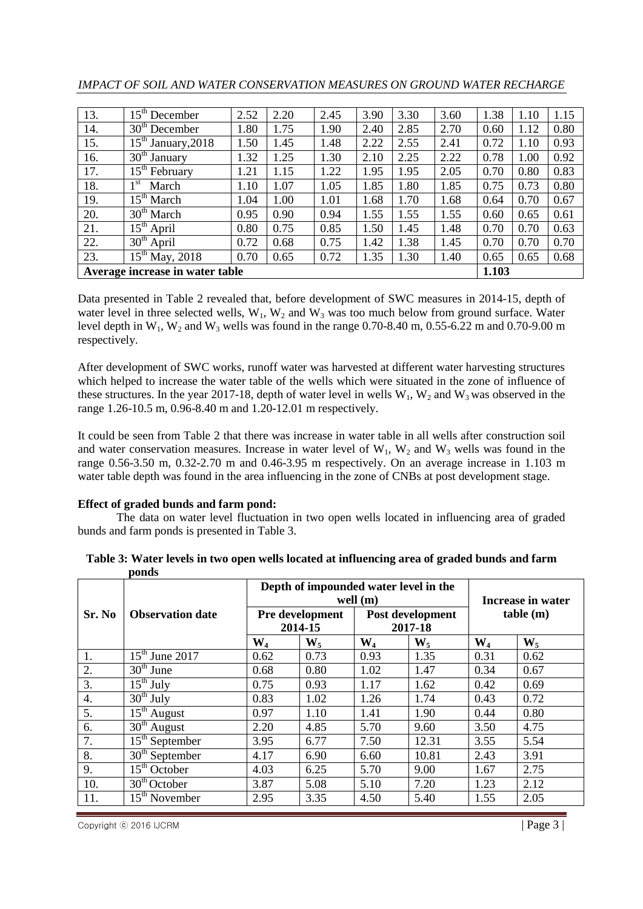| 13. | 15th December | 2.52 | 2.20 | 2.45 | 3.90 | 3.30 | 3.60 | 1.38 | 1.10 | 1.15 |
|---|---|---|---|---|---|---|---|---|---|---|
| 14. | 30th December | 1.80 | 1.75 | 1.90 | 2.40 | 2.85 | 2.70 | 0.60 | 1.12 | 0.80 |
| 15. | 15th January,2018 | 1.50 | 1.45 | 1.48 | 2.22 | 2.55 | 2.41 | 0.72 | 1.10 | 0.93 |
| 16. | 30th January | 1.32 | 1.25 | 1.30 | 2.10 | 2.25 | 2.22 | 0.78 | 1.00 | 0.92 |
| 17. | 15th February | 1.21 | 1.15 | 1.22 | 1.95 | 1.95 | 2.05 | 0.70 | 0.80 | 0.83 |
| 18. | 1st March | 1.10 | 1.07 | 1.05 | 1.85 | 1.80 | 1.85 | 0.75 | 0.73 | 0.80 |
| 19. | 15th March | 1.04 | 1.00 | 1.01 | 1.68 | 1.70 | 1.68 | 0.64 | 0.70 | 0.67 |
| 20. | 30th March | 0.95 | 0.90 | 0.94 | 1.55 | 1.55 | 1.55 | 0.60 | 0.65 | 0.61 |
| 21. | 15th April | 0.80 | 0.75 | 0.85 | 1.50 | 1.45 | 1.48 | 0.70 | 0.70 | 0.63 |
| 22. | 30th April | 0.72 | 0.68 | 0.75 | 1.42 | 1.38 | 1.45 | 0.70 | 0.70 | 0.70 |
| 23. | 15th May, 2018 | 0.70 | 0.65 | 0.72 | 1.35 | 1.30 | 1.40 | 0.65 | 0.65 | 0.68 |
| **Average increase in water table** | | | | | | | | 1.103 | | |

Data presented in Table 2 revealed that, before development of SWC measures in 2014-15, depth of water level in three selected wells, $W_1$, $W_2$ and $W_3$ was too much below from ground surface. Water level depth in $W_1$, $W_2$ and $W_3$ wells was found in the range 0.70-8.40 m, 0.55-6.22 m and 0.70-9.00 m respectively.

After development of SWC works, runoff water was harvested at different water harvesting structures which helped to increase the water table of the wells which were situated in the zone of influence of these structures. In the year 2017-18, depth of water level in wells $W_1$, $W_2$ and $W_3$ was observed in the range 1.26-10.5 m, 0.96-8.40 m and 1.20-12.01 m respectively.

It could be seen from Table 2 that there was increase in water table in all wells after construction soil and water conservation measures. Increase in water level of $W_1$, $W_2$ and $W_3$ wells was found in the range 0.56-3.50 m, 0.32-2.70 m and 0.46-3.95 m respectively. On an average increase in 1.103 m water table depth was found in the area influencing in the zone of CNBs at post development stage.

**Effect of graded bunds and farm pond:**

The data on water level fluctuation in two open wells located in influencing area of graded bunds and farm ponds is presented in Table 3.

**Table 3: Water levels in two open wells located at influencing area of graded bunds and farm ponds**

| Sr. No | Observation date | Depth of impounded water level in the well (m) | | | | Increase in water table (m) | |
|---|---|---|---|---|---|---|---|
| | | Pre development 2014-15 | | Post development 2017-18 | | | |
| | | $W_4$ | $W_5$ | $W_4$ | $W_5$ | $W_4$ | $W_5$ |
| 1. | 15th June 2017 | 0.62 | 0.73 | 0.93 | 1.35 | 0.31 | 0.62 |
| 2. | 30th June | 0.68 | 0.80 | 1.02 | 1.47 | 0.34 | 0.67 |
| 3. | 15th July | 0.75 | 0.93 | 1.17 | 1.62 | 0.42 | 0.69 |
| 4. | 30th July | 0.83 | 1.02 | 1.26 | 1.74 | 0.43 | 0.72 |
| 5. | 15th August | 0.97 | 1.10 | 1.41 | 1.90 | 0.44 | 0.80 |
| 6. | 30th August | 2.20 | 4.85 | 5.70 | 9.60 | 3.50 | 4.75 |
| 7. | 15th September | 3.95 | 6.77 | 7.50 | 12.31 | 3.55 | 5.54 |
| 8. | 30th September | 4.17 | 6.90 | 6.60 | 10.81 | 2.43 | 3.91 |
| 9. | 15th October | 4.03 | 6.25 | 5.70 | 9.00 | 1.67 | 2.75 |
| 10. | 30th October | 3.87 | 5.08 | 5.10 | 7.20 | 1.23 | 2.12 |
| 11. | 15th November | 2.95 | 3.35 | 4.50 | 5.40 | 1.55 | 2.05 |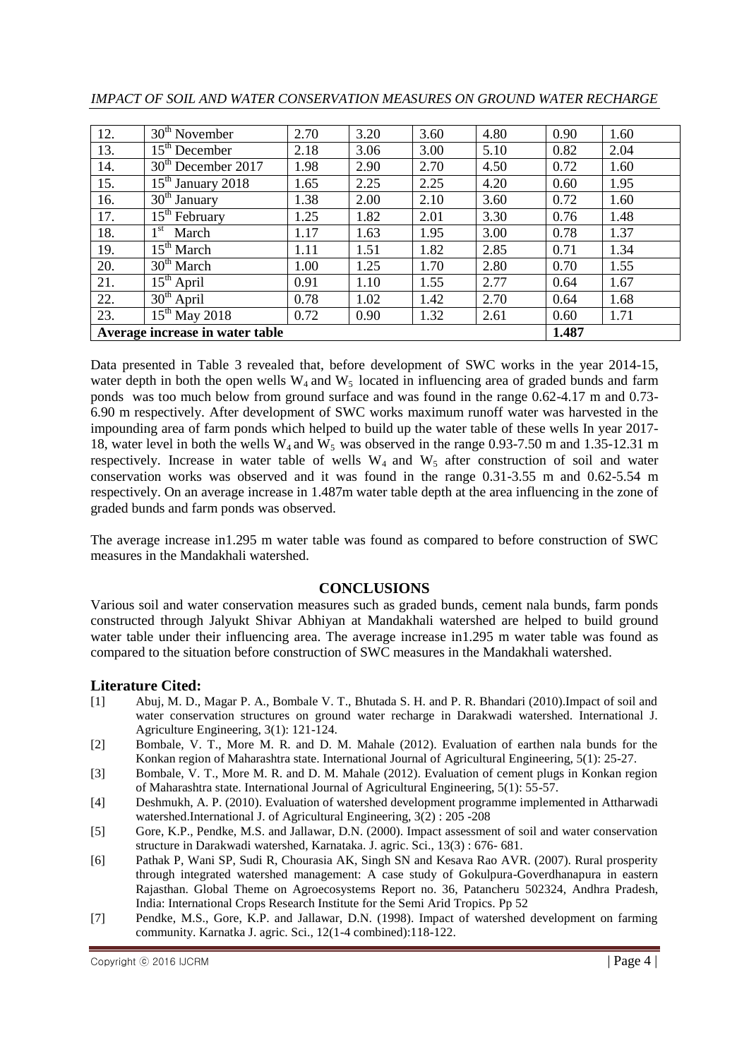| 12. | 30th November | 2.70 | 3.20 | 3.60 | 4.80 | 0.90 | 1.60 |
|---|---|---|---|---|---|---|---|
| 13. | 15th December | 2.18 | 3.06 | 3.00 | 5.10 | 0.82 | 2.04 |
| 14. | 30th December 2017 | 1.98 | 2.90 | 2.70 | 4.50 | 0.72 | 1.60 |
| 15. | 15th January 2018 | 1.65 | 2.25 | 2.25 | 4.20 | 0.60 | 1.95 |
| 16. | 30th January | 1.38 | 2.00 | 2.10 | 3.60 | 0.72 | 1.60 |
| 17. | 15th February | 1.25 | 1.82 | 2.01 | 3.30 | 0.76 | 1.48 |
| 18. | 1st March | 1.17 | 1.63 | 1.95 | 3.00 | 0.78 | 1.37 |
| 19. | 15th March | 1.11 | 1.51 | 1.82 | 2.85 | 0.71 | 1.34 |
| 20. | 30th March | 1.00 | 1.25 | 1.70 | 2.80 | 0.70 | 1.55 |
| 21. | 15th April | 0.91 | 1.10 | 1.55 | 2.77 | 0.64 | 1.67 |
| 22. | 30th April | 0.78 | 1.02 | 1.42 | 2.70 | 0.64 | 1.68 |
| 23. | 15th May 2018 | 0.72 | 0.90 | 1.32 | 2.61 | 0.60 | 1.71 |
| **Average increase in water table** | | | | | | **1.487** | |

Data presented in Table 3 revealed that, before development of SWC works in the year 2014-15, water depth in both the open wells $W_4$ and $W_5$ located in influencing area of graded bunds and farm ponds was too much below from ground surface and was found in the range 0.62-4.17 m and 0.73-6.90 m respectively. After development of SWC works maximum runoff water was harvested in the impounding area of farm ponds which helped to build up the water table of these wells In year 2017-18, water level in both the wells $W_4$ and $W_5$ was observed in the range 0.93-7.50 m and 1.35-12.31 m respectively. Increase in water table of wells $W_4$ and $W_5$ after construction of soil and water conservation works was observed and it was found in the range 0.31-3.55 m and 0.62-5.54 m respectively. On an average increase in 1.487m water table depth at the area influencing in the zone of graded bunds and farm ponds was observed.

The average increase in1.295 m water table was found as compared to before construction of SWC measures in the Mandakhali watershed.

## CONCLUSIONS

Various soil and water conservation measures such as graded bunds, cement nala bunds, farm ponds constructed through Jalyukt Shivar Abhiyan at Mandakhali watershed are helped to build ground water table under their influencing area. The average increase in1.295 m water table was found as compared to the situation before construction of SWC measures in the Mandakhali watershed.

## Literature Cited:

[1] Abuj, M. D., Magar P. A., Bombale V. T., Bhutada S. H. and P. R. Bhandari (2010).Impact of soil and water conservation structures on ground water recharge in Darakwadi watershed. International J. Agriculture Engineering, 3(1): 121-124.

[2] Bombale, V. T., More M. R. and D. M. Mahale (2012). Evaluation of earthen nala bunds for the Konkan region of Maharashtra state. International Journal of Agricultural Engineering, 5(1): 25-27.

[3] Bombale, V. T., More M. R. and D. M. Mahale (2012). Evaluation of cement plugs in Konkan region of Maharashtra state. International Journal of Agricultural Engineering, 5(1): 55-57.

[4] Deshmukh, A. P. (2010). Evaluation of watershed development programme implemented in Attharwadi watershed.International J. of Agricultural Engineering, 3(2) : 205 -208

[5] Gore, K.P., Pendke, M.S. and Jallawar, D.N. (2000). Impact assessment of soil and water conservation structure in Darakwadi watershed, Karnataka. J. agric. Sci., 13(3) : 676- 681.

[6] Pathak P, Wani SP, Sudi R, Chourasia AK, Singh SN and Kesava Rao AVR. (2007). Rural prosperity through integrated watershed management: A case study of Gokulpura-Goverdhanapura in eastern Rajasthan. Global Theme on Agroecosystems Report no. 36, Patancheru 502324, Andhra Pradesh, India: International Crops Research Institute for the Semi Arid Tropics. Pp 52

[7] Pendke, M.S., Gore, K.P. and Jallawar, D.N. (1998). Impact of watershed development on farming community. Karnatka J. agric. Sci., 12(1-4 combined):118-122.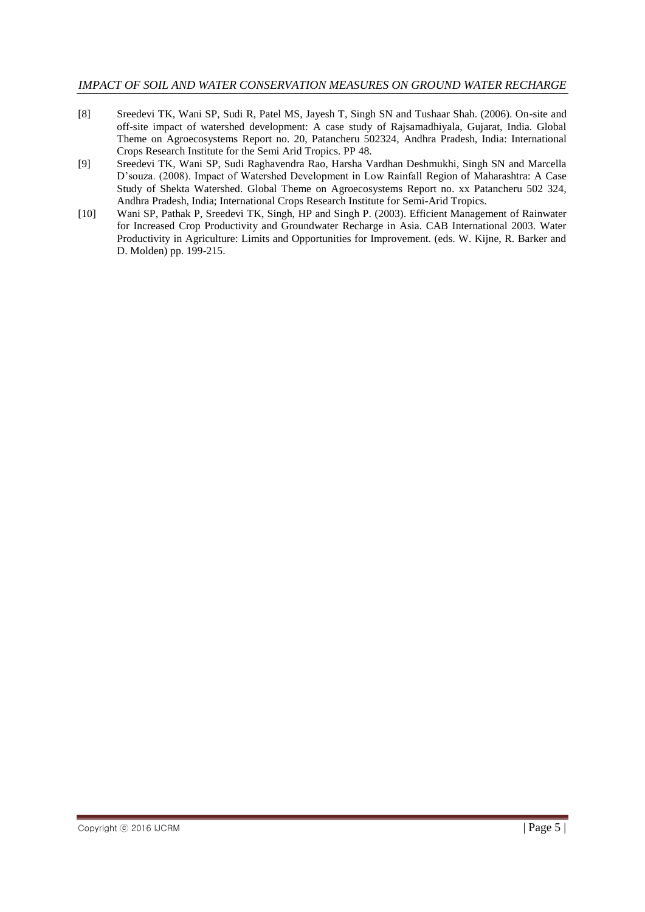[8] Sreedevi TK, Wani SP, Sudi R, Patel MS, Jayesh T, Singh SN and Tushaar Shah. (2006). On-site and off-site impact of watershed development: A case study of Rajsamadhiyala, Gujarat, India. Global Theme on Agroecosystems Report no. 20, Patancheru 502324, Andhra Pradesh, India: International Crops Research Institute for the Semi Arid Tropics. PP 48.

[9] Sreedevi TK, Wani SP, Sudi Raghavendra Rao, Harsha Vardhan Deshmukhi, Singh SN and Marcella D'souza. (2008). Impact of Watershed Development in Low Rainfall Region of Maharashtra: A Case Study of Shekta Watershed. Global Theme on Agroecosystems Report no. xx Patancheru 502 324, Andhra Pradesh, India; International Crops Research Institute for Semi-Arid Tropics.

[10] Wani SP, Pathak P, Sreedevi TK, Singh, HP and Singh P. (2003). Efficient Management of Rainwater for Increased Crop Productivity and Groundwater Recharge in Asia. CAB International 2003. Water Productivity in Agriculture: Limits and Opportunities for Improvement. (eds. W. Kijne, R. Barker and D. Molden) pp. 199-215.